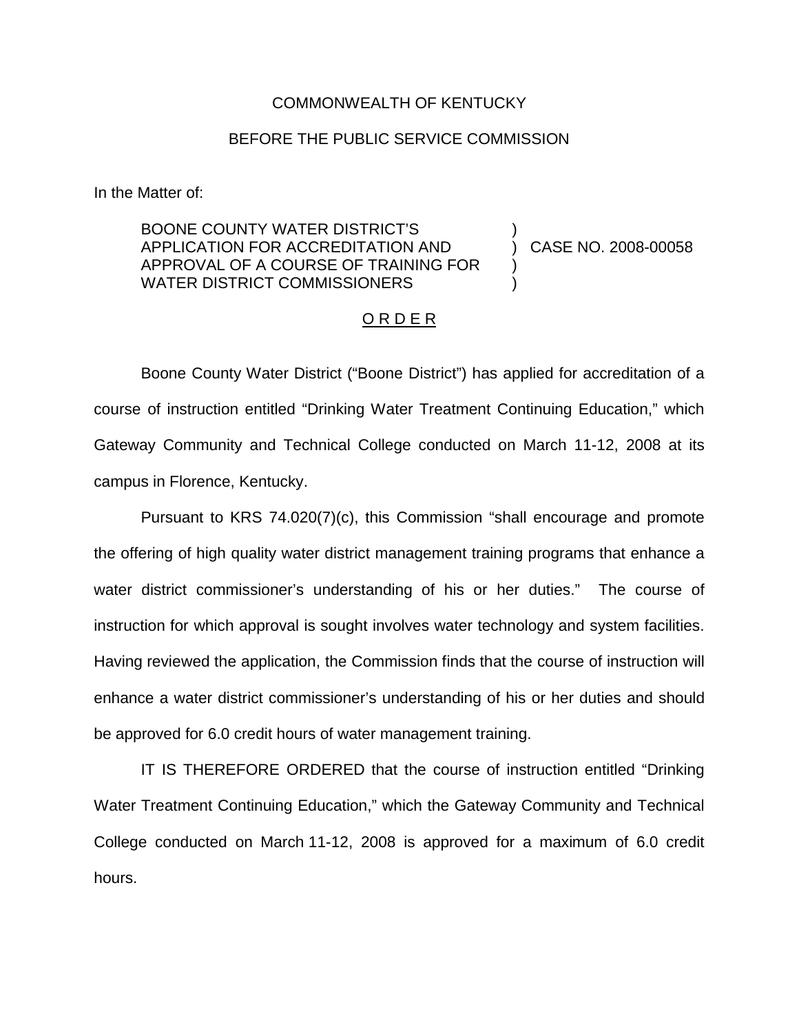COMMONWEALTH OF KENTUCKY

BEFORE THE PUBLIC SERVICE COMMISSION

In the Matter of:

| | | |
|---|---|---|
| BOONE COUNTY WATER DISTRICT'S APPLICATION FOR ACCREDITATION AND APPROVAL OF A COURSE OF TRAINING FOR WATER DISTRICT COMMISSIONERS | ) ) ) ) | CASE NO. 2008-00058 |

O R D E R

Boone County Water District ("Boone District") has applied for accreditation of a course of instruction entitled "Drinking Water Treatment Continuing Education," which Gateway Community and Technical College conducted on March 11-12, 2008 at its campus in Florence, Kentucky.

Pursuant to KRS 74.020(7)(c), this Commission "shall encourage and promote the offering of high quality water district management training programs that enhance a water district commissioner's understanding of his or her duties." The course of instruction for which approval is sought involves water technology and system facilities. Having reviewed the application, the Commission finds that the course of instruction will enhance a water district commissioner's understanding of his or her duties and should be approved for 6.0 credit hours of water management training.

IT IS THEREFORE ORDERED that the course of instruction entitled "Drinking Water Treatment Continuing Education," which the Gateway Community and Technical College conducted on March 11-12, 2008 is approved for a maximum of 6.0 credit hours.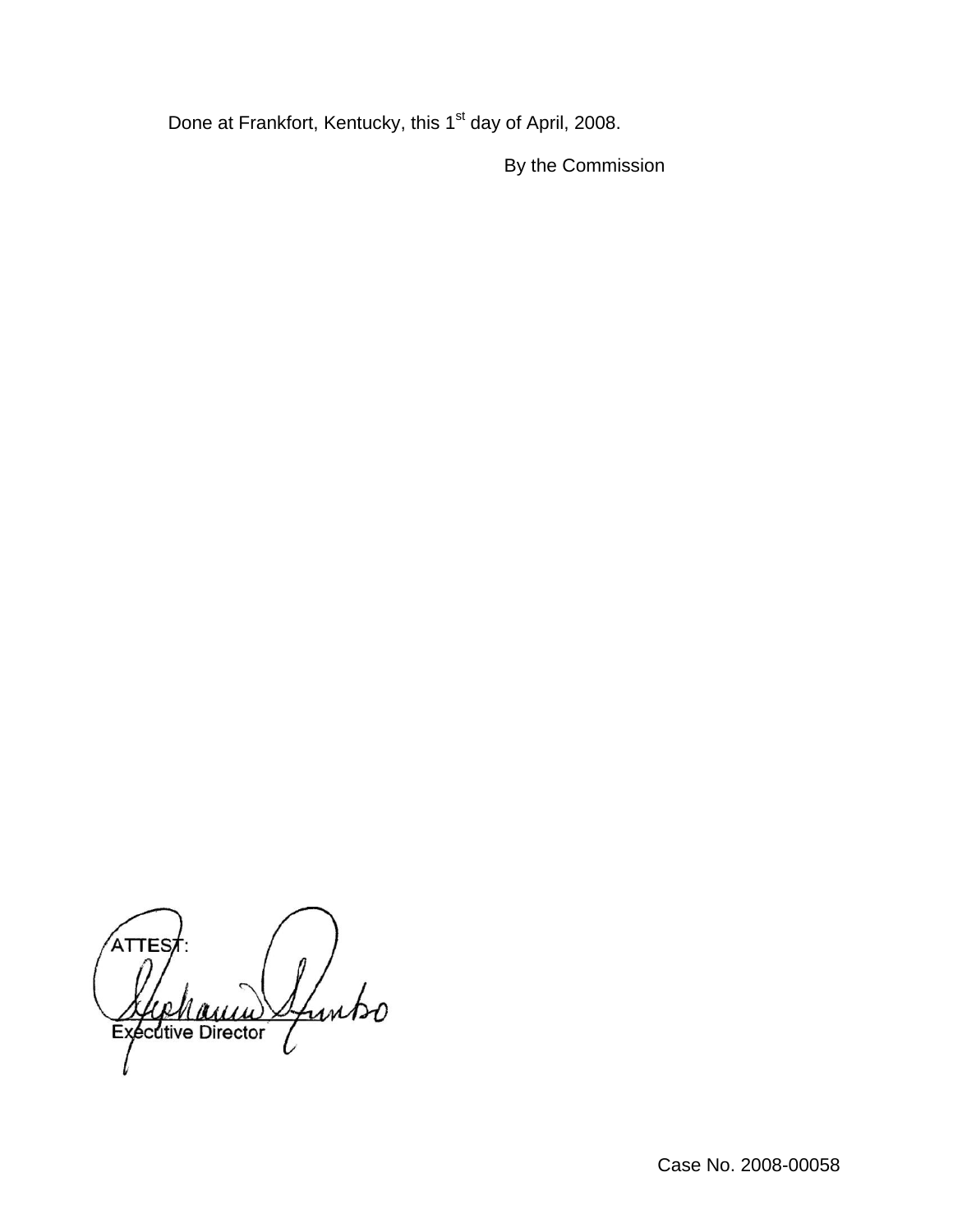Done at Frankfort, Kentucky, this 1st day of April, 2008.

By the Commission

ATTEST:

Executive Director

Case No. 2008-00058